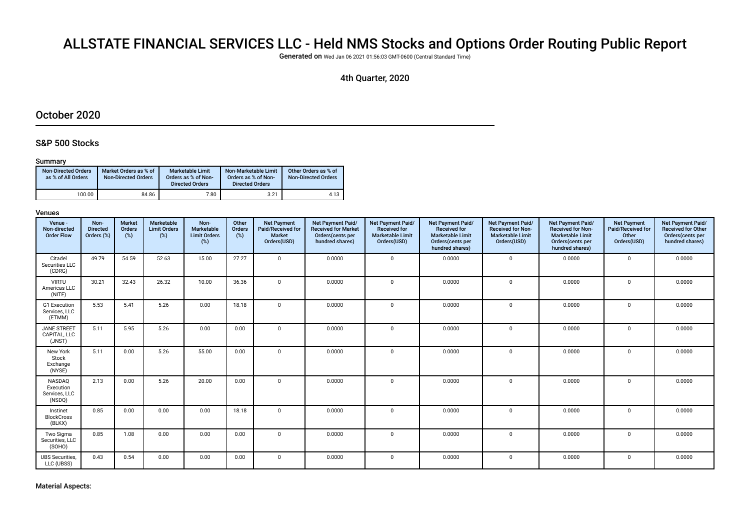# ALLSTATE FINANCIAL SERVICES LLC - Held NMS Stocks and Options Order Routing Public Report

**Generated on** Wed Jan 06 2021 01:56:03 GMT-0600 (Central Standard Time)

4th Quarter, 2020

## October 2020

### S&P 500 Stocks

**Summary**

| Non-Directed Orders as % of All Orders | Market Orders as % of Non-Directed Orders | Marketable Limit Orders as % of Non-Directed Orders | Non-Marketable Limit Orders as % of Non-Directed Orders | Other Orders as % of Non-Directed Orders |
|---|---|---|---|---|
| 100.00 | 84.86 | 7.80 | 3.21 | 4.13 |

**Venues**

| Venue - Non-directed Order Flow | Non-Directed Orders (%) | Market Orders (%) | Marketable Limit Orders (%) | Non-Marketable Limit Orders (%) | Other Orders (%) | Net Payment Paid/Received for Market Orders(USD) | Net Payment Paid/Received for Market Orders(cents per hundred shares) | Net Payment Paid/Received for Marketable Limit Orders(USD) | Net Payment Paid/Received for Marketable Limit Orders(cents per hundred shares) | Net Payment Paid/Received for Non-Marketable Limit Orders(USD) | Net Payment Paid/Received for Non-Marketable Limit Orders(cents per hundred shares) | Net Payment Paid/Received for Other Orders(USD) | Net Payment Paid/Received for Other Orders(cents per hundred shares) |
|---|---|---|---|---|---|---|---|---|---|---|---|---|---|
| Citadel Securities LLC (CDRG) | 49.79 | 54.59 | 52.63 | 15.00 | 27.27 | 0 | 0.0000 | 0 | 0.0000 | 0 | 0.0000 | 0 | 0.0000 |
| VIRTU Americas LLC (NITE) | 30.21 | 32.43 | 26.32 | 10.00 | 36.36 | 0 | 0.0000 | 0 | 0.0000 | 0 | 0.0000 | 0 | 0.0000 |
| G1 Execution Services, LLC (ETMM) | 5.53 | 5.41 | 5.26 | 0.00 | 18.18 | 0 | 0.0000 | 0 | 0.0000 | 0 | 0.0000 | 0 | 0.0000 |
| JANE STREET CAPITAL, LLC (JNST) | 5.11 | 5.95 | 5.26 | 0.00 | 0.00 | 0 | 0.0000 | 0 | 0.0000 | 0 | 0.0000 | 0 | 0.0000 |
| New York Stock Exchange (NYSE) | 5.11 | 0.00 | 5.26 | 55.00 | 0.00 | 0 | 0.0000 | 0 | 0.0000 | 0 | 0.0000 | 0 | 0.0000 |
| NASDAQ Execution Services, LLC (NSDQ) | 2.13 | 0.00 | 5.26 | 20.00 | 0.00 | 0 | 0.0000 | 0 | 0.0000 | 0 | 0.0000 | 0 | 0.0000 |
| Instinet BlockCross (BLKX) | 0.85 | 0.00 | 0.00 | 0.00 | 18.18 | 0 | 0.0000 | 0 | 0.0000 | 0 | 0.0000 | 0 | 0.0000 |
| Two Sigma Securities, LLC (SOHO) | 0.85 | 1.08 | 0.00 | 0.00 | 0.00 | 0 | 0.0000 | 0 | 0.0000 | 0 | 0.0000 | 0 | 0.0000 |
| UBS Securities, LLC (UBSS) | 0.43 | 0.54 | 0.00 | 0.00 | 0.00 | 0 | 0.0000 | 0 | 0.0000 | 0 | 0.0000 | 0 | 0.0000 |

**Material Aspects:**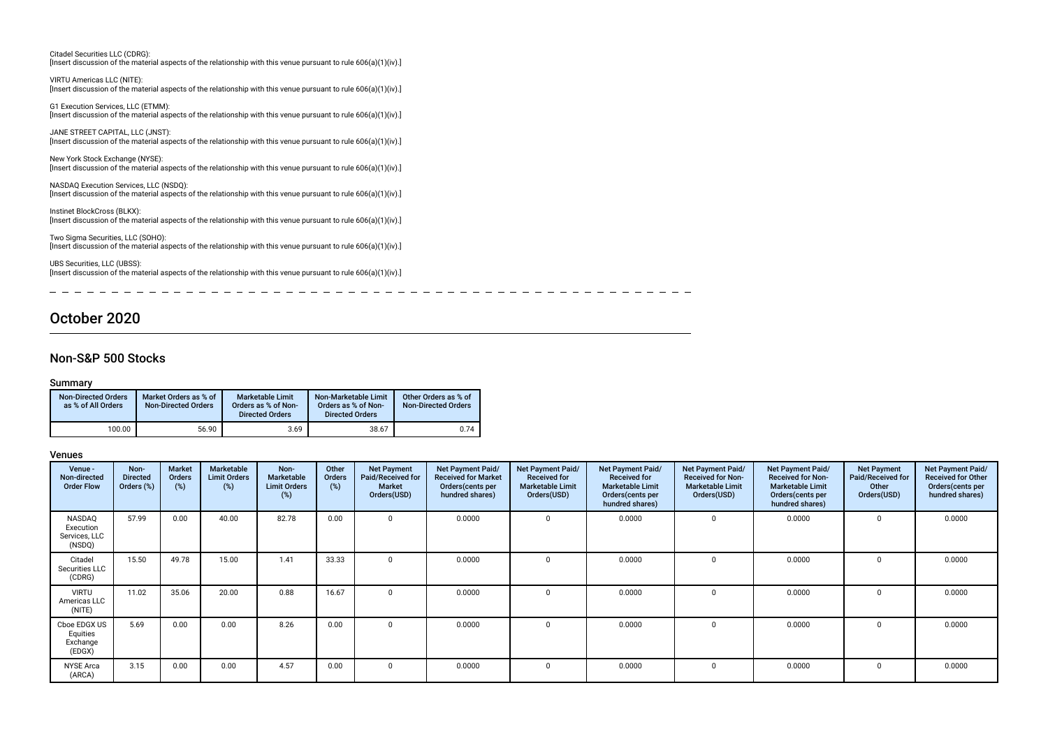Citadel Securities LLC (CDRG):
[Insert discussion of the material aspects of the relationship with this venue pursuant to rule 606(a)(1)(iv).]

VIRTU Americas LLC (NITE):
[Insert discussion of the material aspects of the relationship with this venue pursuant to rule 606(a)(1)(iv).]

G1 Execution Services, LLC (ETMM):
[Insert discussion of the material aspects of the relationship with this venue pursuant to rule 606(a)(1)(iv).]

JANE STREET CAPITAL, LLC (JNST):
[Insert discussion of the material aspects of the relationship with this venue pursuant to rule 606(a)(1)(iv).]

New York Stock Exchange (NYSE):
[Insert discussion of the material aspects of the relationship with this venue pursuant to rule 606(a)(1)(iv).]

NASDAQ Execution Services, LLC (NSDQ):
[Insert discussion of the material aspects of the relationship with this venue pursuant to rule 606(a)(1)(iv).]

Instinet BlockCross (BLKX):
[Insert discussion of the material aspects of the relationship with this venue pursuant to rule 606(a)(1)(iv).]

Two Sigma Securities, LLC (SOHO):
[Insert discussion of the material aspects of the relationship with this venue pursuant to rule 606(a)(1)(iv).]

UBS Securities, LLC (UBSS):
[Insert discussion of the material aspects of the relationship with this venue pursuant to rule 606(a)(1)(iv).]

# October 2020

## Non-S&P 500 Stocks

### Summary

| Non-Directed Orders as % of All Orders | Market Orders as % of Non-Directed Orders | Marketable Limit Orders as % of Non-Directed Orders | Non-Marketable Limit Orders as % of Non-Directed Orders | Other Orders as % of Non-Directed Orders |
|---|---|---|---|---|
| 100.00 | 56.90 | 3.69 | 38.67 | 0.74 |

### Venues

| Venue - Non-directed Order Flow | Non-Directed Orders (%) | Market Orders (%) | Marketable Limit Orders (%) | Non-Marketable Limit Orders (%) | Other Orders (%) | Net Payment Paid/Received for Market Orders(USD) | Net Payment Paid/Received for Market Orders(cents per hundred shares) | Net Payment Paid/Received for Marketable Limit Orders(USD) | Net Payment Paid/Received for Marketable Limit Orders(cents per hundred shares) | Net Payment Paid/Received for Non-Marketable Limit Orders(USD) | Net Payment Paid/Received for Non-Marketable Limit Orders(cents per hundred shares) | Net Payment Paid/Received for Other Orders(USD) | Net Payment Paid/Received for Other Orders(cents per hundred shares) |
|---|---|---|---|---|---|---|---|---|---|---|---|---|---|
| NASDAQ Execution Services, LLC (NSDQ) | 57.99 | 0.00 | 40.00 | 82.78 | 0.00 | 0 | 0.0000 | 0 | 0.0000 | 0 | 0.0000 | 0 | 0.0000 |
| Citadel Securities LLC (CDRG) | 15.50 | 49.78 | 15.00 | 1.41 | 33.33 | 0 | 0.0000 | 0 | 0.0000 | 0 | 0.0000 | 0 | 0.0000 |
| VIRTU Americas LLC (NITE) | 11.02 | 35.06 | 20.00 | 0.88 | 16.67 | 0 | 0.0000 | 0 | 0.0000 | 0 | 0.0000 | 0 | 0.0000 |
| Cboe EDGX US Equities Exchange (EDGX) | 5.69 | 0.00 | 0.00 | 8.26 | 0.00 | 0 | 0.0000 | 0 | 0.0000 | 0 | 0.0000 | 0 | 0.0000 |
| NYSE Arca (ARCA) | 3.15 | 0.00 | 0.00 | 4.57 | 0.00 | 0 | 0.0000 | 0 | 0.0000 | 0 | 0.0000 | 0 | 0.0000 |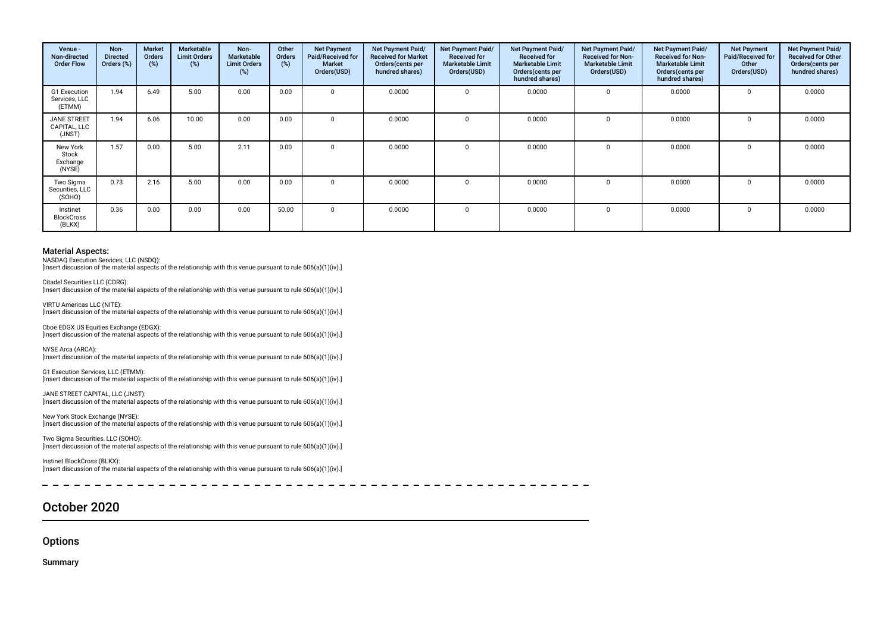| Venue - Non-directed Order Flow | Non-Directed Orders (%) | Market Orders (%) | Marketable Limit Orders (%) | Non-Marketable Limit Orders (%) | Other Orders (%) | Net Payment Paid/Received for Market Orders(USD) | Net Payment Paid/ Received for Market Orders(cents per hundred shares) | Net Payment Paid/ Received for Marketable Limit Orders(USD) | Net Payment Paid/ Received for Marketable Limit Orders(cents per hundred shares) | Net Payment Paid/ Received for Non-Marketable Limit Orders(USD) | Net Payment Paid/ Received for Non-Marketable Limit Orders(cents per hundred shares) | Net Payment Paid/Received for Other Orders(USD) | Net Payment Paid/ Received for Other Orders(cents per hundred shares) |
|---|---|---|---|---|---|---|---|---|---|---|---|---|---|
| G1 Execution Services, LLC (ETMM) | 1.94 | 6.49 | 5.00 | 0.00 | 0.00 | 0 | 0.0000 | 0 | 0.0000 | 0 | 0.0000 | 0 | 0.0000 |
| JANE STREET CAPITAL, LLC (JNST) | 1.94 | 6.06 | 10.00 | 0.00 | 0.00 | 0 | 0.0000 | 0 | 0.0000 | 0 | 0.0000 | 0 | 0.0000 |
| New York Stock Exchange (NYSE) | 1.57 | 0.00 | 5.00 | 2.11 | 0.00 | 0 | 0.0000 | 0 | 0.0000 | 0 | 0.0000 | 0 | 0.0000 |
| Two Sigma Securities, LLC (SOHO) | 0.73 | 2.16 | 5.00 | 0.00 | 0.00 | 0 | 0.0000 | 0 | 0.0000 | 0 | 0.0000 | 0 | 0.0000 |
| Instinet BlockCross (BLKX) | 0.36 | 0.00 | 0.00 | 0.00 | 50.00 | 0 | 0.0000 | 0 | 0.0000 | 0 | 0.0000 | 0 | 0.0000 |

### Material Aspects:

NASDAQ Execution Services, LLC (NSDQ):
[Insert discussion of the material aspects of the relationship with this venue pursuant to rule 606(a)(1)(iv).]

Citadel Securities LLC (CDRG):
[Insert discussion of the material aspects of the relationship with this venue pursuant to rule 606(a)(1)(iv).]

VIRTU Americas LLC (NITE):
[Insert discussion of the material aspects of the relationship with this venue pursuant to rule 606(a)(1)(iv).]

Cboe EDGX US Equities Exchange (EDGX):
[Insert discussion of the material aspects of the relationship with this venue pursuant to rule 606(a)(1)(iv).]

NYSE Arca (ARCA):
[Insert discussion of the material aspects of the relationship with this venue pursuant to rule 606(a)(1)(iv).]

G1 Execution Services, LLC (ETMM):
[Insert discussion of the material aspects of the relationship with this venue pursuant to rule 606(a)(1)(iv).]

JANE STREET CAPITAL, LLC (JNST):
[Insert discussion of the material aspects of the relationship with this venue pursuant to rule 606(a)(1)(iv).]

New York Stock Exchange (NYSE):
[Insert discussion of the material aspects of the relationship with this venue pursuant to rule 606(a)(1)(iv).]

Two Sigma Securities, LLC (SOHO):
[Insert discussion of the material aspects of the relationship with this venue pursuant to rule 606(a)(1)(iv).]

Instinet BlockCross (BLKX):
[Insert discussion of the material aspects of the relationship with this venue pursuant to rule 606(a)(1)(iv).]

## October 2020

### Options

#### Summary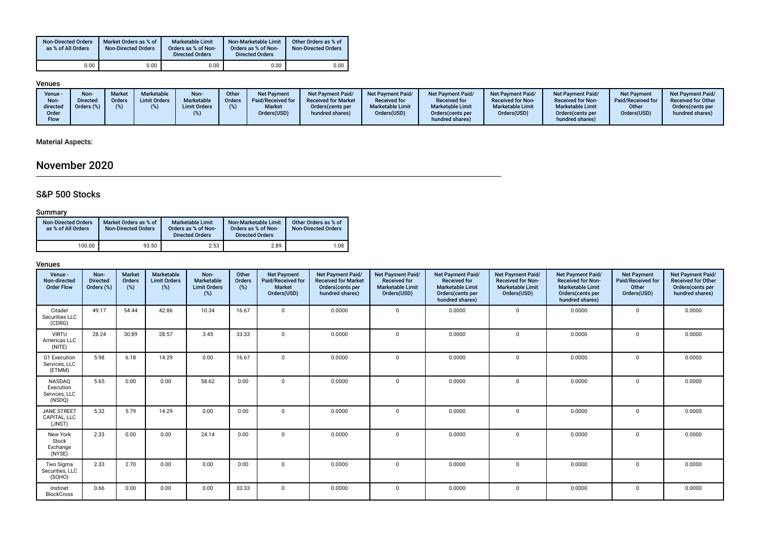| Non-Directed Orders as % of All Orders | Market Orders as % of Non-Directed Orders | Marketable Limit Orders as % of Non-Directed Orders | Non-Marketable Limit Orders as % of Non-Directed Orders | Other Orders as % of Non-Directed Orders |
|---|---|---|---|---|
| 0.00 | 0.00 | 0.00 | 0.00 | 0.00 |

### Venues

| Venue - Non-directed Order Flow | Non-Directed Orders (%) | Market Orders (%) | Marketable Limit Orders (%) | Non-Marketable Limit Orders (%) | Other Orders (%) | Net Payment Paid/Received for Market Orders(USD) | Net Payment Paid/Received for Market Orders(cents per hundred shares) | Net Payment Paid/Received for Marketable Limit Orders(USD) | Net Payment Paid/Received for Marketable Limit Orders(cents per hundred shares) | Net Payment Paid/Received for Non-Marketable Limit Orders(USD) | Net Payment Paid/Received for Non-Marketable Limit Orders(cents per hundred shares) | Net Payment Paid/Received for Other Orders(USD) | Net Payment Paid/Received for Other Orders(cents per hundred shares) |
|---|---|---|---|---|---|---|---|---|---|---|---|---|---|

### Material Aspects:

# November 2020

## S&P 500 Stocks

### Summary

| Non-Directed Orders as % of All Orders | Market Orders as % of Non-Directed Orders | Marketable Limit Orders as % of Non-Directed Orders | Non-Marketable Limit Orders as % of Non-Directed Orders | Other Orders as % of Non-Directed Orders |
|---|---|---|---|---|
| 100.00 | 93.50 | 2.53 | 2.89 | 1.08 |

### Venues

| Venue - Non-directed Order Flow | Non-Directed Orders (%) | Market Orders (%) | Marketable Limit Orders (%) | Non-Marketable Limit Orders (%) | Other Orders (%) | Net Payment Paid/Received for Market Orders(USD) | Net Payment Paid/Received for Market Orders(cents per hundred shares) | Net Payment Paid/Received for Marketable Limit Orders(USD) | Net Payment Paid/Received for Marketable Limit Orders(cents per hundred shares) | Net Payment Paid/Received for Non-Marketable Limit Orders(USD) | Net Payment Paid/Received for Non-Marketable Limit Orders(cents per hundred shares) | Net Payment Paid/Received for Other Orders(USD) | Net Payment Paid/Received for Other Orders(cents per hundred shares) |
|---|---|---|---|---|---|---|---|---|---|---|---|---|---|
| Citadel Securities LLC (CDRG) | 49.17 | 54.44 | 42.86 | 10.34 | 16.67 | 0 | 0.0000 | 0 | 0.0000 | 0 | 0.0000 | 0 | 0.0000 |
| VIRTU Americas LLC (NITE) | 28.24 | 30.89 | 28.57 | 3.45 | 33.33 | 0 | 0.0000 | 0 | 0.0000 | 0 | 0.0000 | 0 | 0.0000 |
| G1 Execution Services, LLC (ETMM) | 5.98 | 6.18 | 14.29 | 0.00 | 16.67 | 0 | 0.0000 | 0 | 0.0000 | 0 | 0.0000 | 0 | 0.0000 |
| NASDAQ Execution Services, LLC (NSDQ) | 5.65 | 0.00 | 0.00 | 58.62 | 0.00 | 0 | 0.0000 | 0 | 0.0000 | 0 | 0.0000 | 0 | 0.0000 |
| JANE STREET CAPITAL, LLC (JNST) | 5.32 | 5.79 | 14.29 | 0.00 | 0.00 | 0 | 0.0000 | 0 | 0.0000 | 0 | 0.0000 | 0 | 0.0000 |
| New York Stock Exchange (NYSE) | 2.33 | 0.00 | 0.00 | 24.14 | 0.00 | 0 | 0.0000 | 0 | 0.0000 | 0 | 0.0000 | 0 | 0.0000 |
| Two Sigma Securities, LLC (SOHO) | 2.33 | 2.70 | 0.00 | 0.00 | 0.00 | 0 | 0.0000 | 0 | 0.0000 | 0 | 0.0000 | 0 | 0.0000 |
| Instinet BlockCross | 0.66 | 0.00 | 0.00 | 0.00 | 33.33 | 0 | 0.0000 | 0 | 0.0000 | 0 | 0.0000 | 0 | 0.0000 |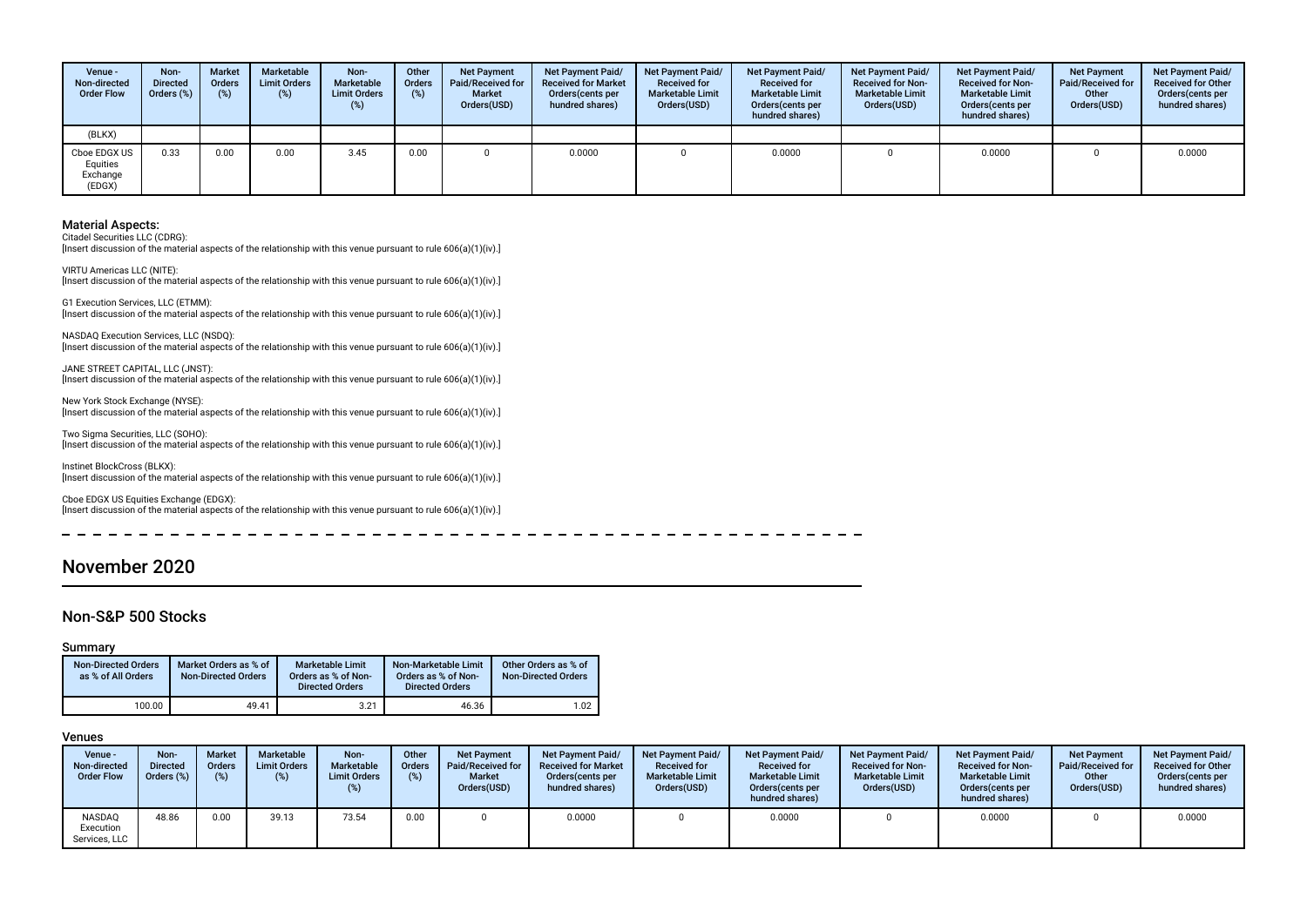| Venue - Non-directed Order Flow | Non-Directed Orders (%) | Market Orders (%) | Marketable Limit Orders (%) | Non-Marketable Limit Orders (%) | Other Orders (%) | Net Payment Paid/Received for Market Orders(USD) | Net Payment Paid/ Received for Market Orders(cents per hundred shares) | Net Payment Paid/ Received for Marketable Limit Orders(USD) | Net Payment Paid/ Received for Marketable Limit Orders(cents per hundred shares) | Net Payment Paid/ Received for Non-Marketable Limit Orders(USD) | Net Payment Paid/ Received for Non-Marketable Limit Orders(cents per hundred shares) | Net Payment Paid/Received for Other Orders(USD) | Net Payment Paid/ Received for Other Orders(cents per hundred shares) |
|---|---|---|---|---|---|---|---|---|---|---|---|---|---|
| (BLKX) | | | | | | | | | | | | | |
| Cboe EDGX US Equities Exchange (EDGX) | 0.33 | 0.00 | 0.00 | 3.45 | 0.00 | 0 | 0.0000 | 0 | 0.0000 | 0 | 0.0000 | 0 | 0.0000 |

### Material Aspects:

Citadel Securities LLC (CDRG):
[Insert discussion of the material aspects of the relationship with this venue pursuant to rule 606(a)(1)(iv).]

VIRTU Americas LLC (NITE):
[Insert discussion of the material aspects of the relationship with this venue pursuant to rule 606(a)(1)(iv).]

G1 Execution Services, LLC (ETMM):
[Insert discussion of the material aspects of the relationship with this venue pursuant to rule 606(a)(1)(iv).]

NASDAQ Execution Services, LLC (NSDQ):
[Insert discussion of the material aspects of the relationship with this venue pursuant to rule 606(a)(1)(iv).]

JANE STREET CAPITAL, LLC (JNST):
[Insert discussion of the material aspects of the relationship with this venue pursuant to rule 606(a)(1)(iv).]

New York Stock Exchange (NYSE):
[Insert discussion of the material aspects of the relationship with this venue pursuant to rule 606(a)(1)(iv).]

Two Sigma Securities, LLC (SOHO):
[Insert discussion of the material aspects of the relationship with this venue pursuant to rule 606(a)(1)(iv).]

Instinet BlockCross (BLKX):
[Insert discussion of the material aspects of the relationship with this venue pursuant to rule 606(a)(1)(iv).]

Cboe EDGX US Equities Exchange (EDGX):
[Insert discussion of the material aspects of the relationship with this venue pursuant to rule 606(a)(1)(iv).]

## November 2020

### Non-S&P 500 Stocks

#### Summary

| Non-Directed Orders as % of All Orders | Market Orders as % of Non-Directed Orders | Marketable Limit Orders as % of Non-Directed Orders | Non-Marketable Limit Orders as % of Non-Directed Orders | Other Orders as % of Non-Directed Orders |
|---|---|---|---|---|
| 100.00 | 49.41 | 3.21 | 46.36 | 1.02 |

#### Venues

| Venue - Non-directed Order Flow | Non-Directed Orders (%) | Market Orders (%) | Marketable Limit Orders (%) | Non-Marketable Limit Orders (%) | Other Orders (%) | Net Payment Paid/Received for Market Orders(USD) | Net Payment Paid/ Received for Market Orders(cents per hundred shares) | Net Payment Paid/ Received for Marketable Limit Orders(USD) | Net Payment Paid/ Received for Marketable Limit Orders(cents per hundred shares) | Net Payment Paid/ Received for Non-Marketable Limit Orders(USD) | Net Payment Paid/ Received for Non-Marketable Limit Orders(cents per hundred shares) | Net Payment Paid/Received for Other Orders(USD) | Net Payment Paid/ Received for Other Orders(cents per hundred shares) |
|---|---|---|---|---|---|---|---|---|---|---|---|---|---|
| NASDAQ Execution Services, LLC | 48.86 | 0.00 | 39.13 | 73.54 | 0.00 | 0 | 0.0000 | 0 | 0.0000 | 0 | 0.0000 | 0 | 0.0000 |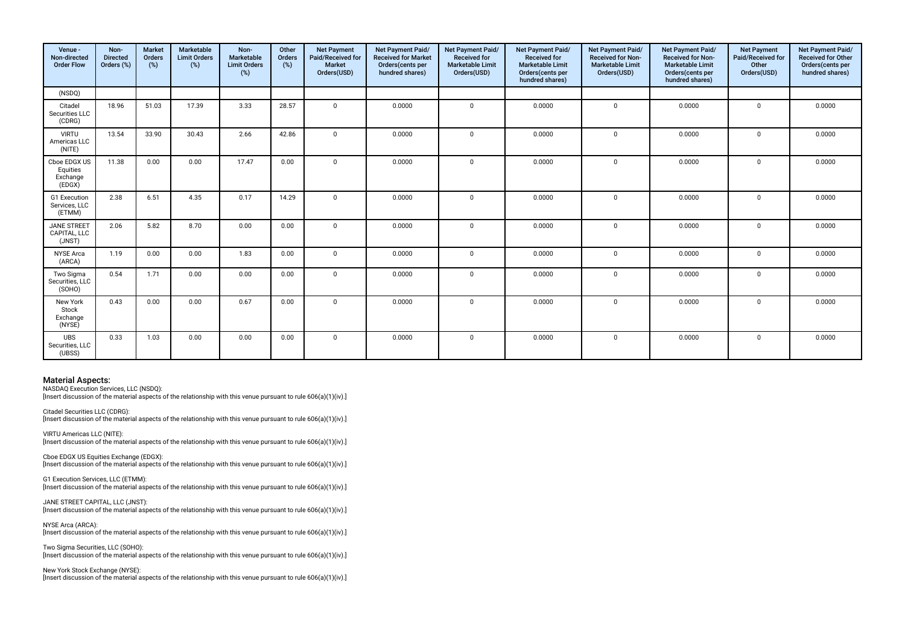| Venue - Non-directed Order Flow | Non-Directed Orders (%) | Market Orders (%) | Marketable Limit Orders (%) | Non-Marketable Limit Orders (%) | Other Orders (%) | Net Payment Paid/Received for Market Orders(USD) | Net Payment Paid/ Received for Market Orders(cents per hundred shares) | Net Payment Paid/ Received for Marketable Limit Orders(USD) | Net Payment Paid/ Received for Marketable Limit Orders(cents per hundred shares) | Net Payment Paid/ Received for Non-Marketable Limit Orders(USD) | Net Payment Paid/ Received for Non-Marketable Limit Orders(cents per hundred shares) | Net Payment Paid/Received for Other Orders(USD) | Net Payment Paid/ Received for Other Orders(cents per hundred shares) |
|---|---|---|---|---|---|---|---|---|---|---|---|---|---|
| (NSDQ) | | | | | | | | | | | | | |
| Citadel Securities LLC (CDRG) | 18.96 | 51.03 | 17.39 | 3.33 | 28.57 | 0 | 0.0000 | 0 | 0.0000 | 0 | 0.0000 | 0 | 0.0000 |
| VIRTU Americas LLC (NITE) | 13.54 | 33.90 | 30.43 | 2.66 | 42.86 | 0 | 0.0000 | 0 | 0.0000 | 0 | 0.0000 | 0 | 0.0000 |
| Cboe EDGX US Equities Exchange (EDGX) | 11.38 | 0.00 | 0.00 | 17.47 | 0.00 | 0 | 0.0000 | 0 | 0.0000 | 0 | 0.0000 | 0 | 0.0000 |
| G1 Execution Services, LLC (ETMM) | 2.38 | 6.51 | 4.35 | 0.17 | 14.29 | 0 | 0.0000 | 0 | 0.0000 | 0 | 0.0000 | 0 | 0.0000 |
| JANE STREET CAPITAL, LLC (JNST) | 2.06 | 5.82 | 8.70 | 0.00 | 0.00 | 0 | 0.0000 | 0 | 0.0000 | 0 | 0.0000 | 0 | 0.0000 |
| NYSE Arca (ARCA) | 1.19 | 0.00 | 0.00 | 1.83 | 0.00 | 0 | 0.0000 | 0 | 0.0000 | 0 | 0.0000 | 0 | 0.0000 |
| Two Sigma Securities, LLC (SOHO) | 0.54 | 1.71 | 0.00 | 0.00 | 0.00 | 0 | 0.0000 | 0 | 0.0000 | 0 | 0.0000 | 0 | 0.0000 |
| New York Stock Exchange (NYSE) | 0.43 | 0.00 | 0.00 | 0.67 | 0.00 | 0 | 0.0000 | 0 | 0.0000 | 0 | 0.0000 | 0 | 0.0000 |
| UBS Securities, LLC (UBSS) | 0.33 | 1.03 | 0.00 | 0.00 | 0.00 | 0 | 0.0000 | 0 | 0.0000 | 0 | 0.0000 | 0 | 0.0000 |

## Material Aspects:

NASDAQ Execution Services, LLC (NSDQ):
[Insert discussion of the material aspects of the relationship with this venue pursuant to rule 606(a)(1)(iv).]

Citadel Securities LLC (CDRG):
[Insert discussion of the material aspects of the relationship with this venue pursuant to rule 606(a)(1)(iv).]

VIRTU Americas LLC (NITE):
[Insert discussion of the material aspects of the relationship with this venue pursuant to rule 606(a)(1)(iv).]

Cboe EDGX US Equities Exchange (EDGX):
[Insert discussion of the material aspects of the relationship with this venue pursuant to rule 606(a)(1)(iv).]

G1 Execution Services, LLC (ETMM):
[Insert discussion of the material aspects of the relationship with this venue pursuant to rule 606(a)(1)(iv).]

JANE STREET CAPITAL, LLC (JNST):
[Insert discussion of the material aspects of the relationship with this venue pursuant to rule 606(a)(1)(iv).]

NYSE Arca (ARCA):
[Insert discussion of the material aspects of the relationship with this venue pursuant to rule 606(a)(1)(iv).]

Two Sigma Securities, LLC (SOHO):
[Insert discussion of the material aspects of the relationship with this venue pursuant to rule 606(a)(1)(iv).]

New York Stock Exchange (NYSE):
[Insert discussion of the material aspects of the relationship with this venue pursuant to rule 606(a)(1)(iv).]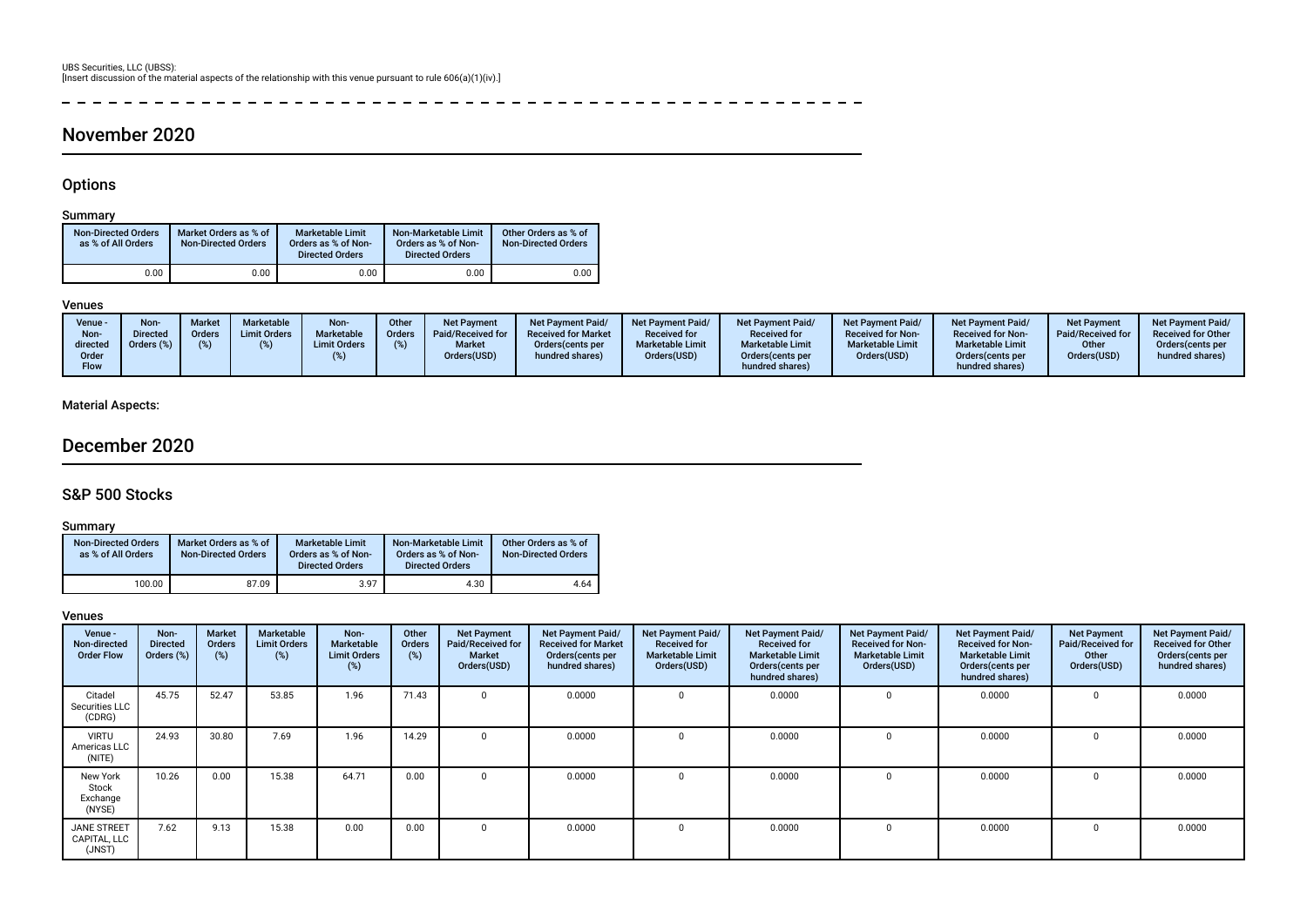UBS Securities, LLC (UBSS):
[Insert discussion of the material aspects of the relationship with this venue pursuant to rule 606(a)(1)(iv).]

## November 2020

### Options

#### Summary

| Non-Directed Orders as % of All Orders | Market Orders as % of Non-Directed Orders | Marketable Limit Orders as % of Non-Directed Orders | Non-Marketable Limit Orders as % of Non-Directed Orders | Other Orders as % of Non-Directed Orders |
|---|---|---|---|---|
| 0.00 | 0.00 | 0.00 | 0.00 | 0.00 |

#### Venues

| Venue - Non-directed Order Flow | Non-Directed Orders (%) | Market Orders (%) | Marketable Limit Orders (%) | Non-Marketable Limit Orders (%) | Other Orders (%) | Net Payment Paid/Received for Market Orders(USD) | Net Payment Paid/Received for Market Orders(cents per hundred shares) | Net Payment Paid/Received for Marketable Limit Orders(USD) | Net Payment Paid/Received for Marketable Limit Orders(cents per hundred shares) | Net Payment Paid/Received for Non-Marketable Limit Orders(USD) | Net Payment Paid/Received for Non-Marketable Limit Orders(cents per hundred shares) | Net Payment Paid/Received for Other Orders(USD) | Net Payment Paid/Received for Other Orders(cents per hundred shares) |
|---|---|---|---|---|---|---|---|---|---|---|---|---|---|

Material Aspects:

## December 2020

### S&P 500 Stocks

#### Summary

| Non-Directed Orders as % of All Orders | Market Orders as % of Non-Directed Orders | Marketable Limit Orders as % of Non-Directed Orders | Non-Marketable Limit Orders as % of Non-Directed Orders | Other Orders as % of Non-Directed Orders |
|---|---|---|---|---|
| 100.00 | 87.09 | 3.97 | 4.30 | 4.64 |

#### Venues

| Venue - Non-directed Order Flow | Non-Directed Orders (%) | Market Orders (%) | Marketable Limit Orders (%) | Non-Marketable Limit Orders (%) | Other Orders (%) | Net Payment Paid/Received for Market Orders(USD) | Net Payment Paid/Received for Market Orders(cents per hundred shares) | Net Payment Paid/Received for Marketable Limit Orders(USD) | Net Payment Paid/Received for Marketable Limit Orders(cents per hundred shares) | Net Payment Paid/Received for Non-Marketable Limit Orders(USD) | Net Payment Paid/Received for Non-Marketable Limit Orders(cents per hundred shares) | Net Payment Paid/Received for Other Orders(USD) | Net Payment Paid/Received for Other Orders(cents per hundred shares) |
|---|---|---|---|---|---|---|---|---|---|---|---|---|---|
| Citadel Securities LLC (CDRG) | 45.75 | 52.47 | 53.85 | 1.96 | 71.43 | 0 | 0.0000 | 0 | 0.0000 | 0 | 0.0000 | 0 | 0.0000 |
| VIRTU Americas LLC (NITE) | 24.93 | 30.80 | 7.69 | 1.96 | 14.29 | 0 | 0.0000 | 0 | 0.0000 | 0 | 0.0000 | 0 | 0.0000 |
| New York Stock Exchange (NYSE) | 10.26 | 0.00 | 15.38 | 64.71 | 0.00 | 0 | 0.0000 | 0 | 0.0000 | 0 | 0.0000 | 0 | 0.0000 |
| JANE STREET CAPITAL, LLC (JNST) | 7.62 | 9.13 | 15.38 | 0.00 | 0.00 | 0 | 0.0000 | 0 | 0.0000 | 0 | 0.0000 | 0 | 0.0000 |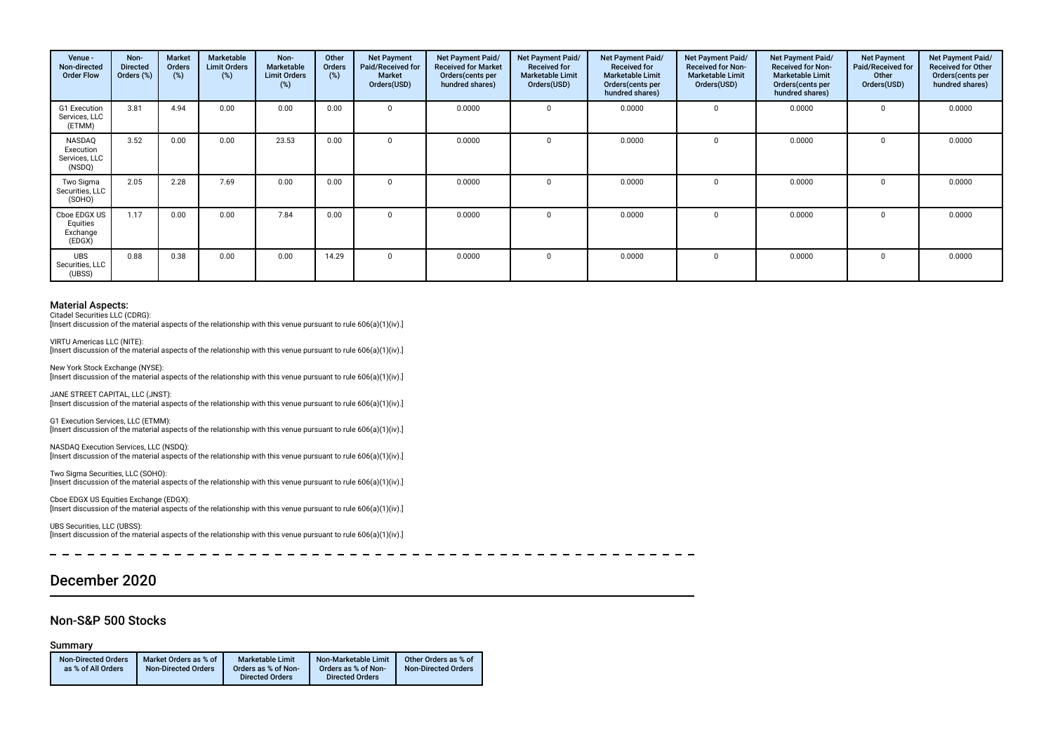| Venue - Non-directed Order Flow | Non-Directed Orders (%) | Market Orders (%) | Marketable Limit Orders (%) | Non-Marketable Limit Orders (%) | Other Orders (%) | Net Payment Paid/Received for Market Orders(USD) | Net Payment Paid/ Received for Market Orders(cents per hundred shares) | Net Payment Paid/ Received for Marketable Limit Orders(USD) | Net Payment Paid/ Received for Marketable Limit Orders(cents per hundred shares) | Net Payment Paid/ Received for Non-Marketable Limit Orders(USD) | Net Payment Paid/ Received for Non-Marketable Limit Orders(cents per hundred shares) | Net Payment Paid/Received for Other Orders(USD) | Net Payment Paid/ Received for Other Orders(cents per hundred shares) |
|---|---|---|---|---|---|---|---|---|---|---|---|---|---|
| G1 Execution Services, LLC (ETMM) | 3.81 | 4.94 | 0.00 | 0.00 | 0.00 | 0 | 0.0000 | 0 | 0.0000 | 0 | 0.0000 | 0 | 0.0000 |
| NASDAQ Execution Services, LLC (NSDQ) | 3.52 | 0.00 | 0.00 | 23.53 | 0.00 | 0 | 0.0000 | 0 | 0.0000 | 0 | 0.0000 | 0 | 0.0000 |
| Two Sigma Securities, LLC (SOHO) | 2.05 | 2.28 | 7.69 | 0.00 | 0.00 | 0 | 0.0000 | 0 | 0.0000 | 0 | 0.0000 | 0 | 0.0000 |
| Cboe EDGX US Equities Exchange (EDGX) | 1.17 | 0.00 | 0.00 | 7.84 | 0.00 | 0 | 0.0000 | 0 | 0.0000 | 0 | 0.0000 | 0 | 0.0000 |
| UBS Securities, LLC (UBSS) | 0.88 | 0.38 | 0.00 | 0.00 | 14.29 | 0 | 0.0000 | 0 | 0.0000 | 0 | 0.0000 | 0 | 0.0000 |

### Material Aspects:

Citadel Securities LLC (CDRG):
[Insert discussion of the material aspects of the relationship with this venue pursuant to rule 606(a)(1)(iv).]

VIRTU Americas LLC (NITE):
[Insert discussion of the material aspects of the relationship with this venue pursuant to rule 606(a)(1)(iv).]

New York Stock Exchange (NYSE):
[Insert discussion of the material aspects of the relationship with this venue pursuant to rule 606(a)(1)(iv).]

JANE STREET CAPITAL, LLC (JNST):
[Insert discussion of the material aspects of the relationship with this venue pursuant to rule 606(a)(1)(iv).]

G1 Execution Services, LLC (ETMM):
[Insert discussion of the material aspects of the relationship with this venue pursuant to rule 606(a)(1)(iv).]

NASDAQ Execution Services, LLC (NSDQ):
[Insert discussion of the material aspects of the relationship with this venue pursuant to rule 606(a)(1)(iv).]

Two Sigma Securities, LLC (SOHO):
[Insert discussion of the material aspects of the relationship with this venue pursuant to rule 606(a)(1)(iv).]

Cboe EDGX US Equities Exchange (EDGX):
[Insert discussion of the material aspects of the relationship with this venue pursuant to rule 606(a)(1)(iv).]

UBS Securities, LLC (UBSS):
[Insert discussion of the material aspects of the relationship with this venue pursuant to rule 606(a)(1)(iv).]

## December 2020

### Non-S&P 500 Stocks

#### Summary

| Non-Directed Orders as % of All Orders | Market Orders as % of Non-Directed Orders | Marketable Limit Orders as % of Non-Directed Orders | Non-Marketable Limit Orders as % of Non-Directed Orders | Other Orders as % of Non-Directed Orders |
|---|---|---|---|---|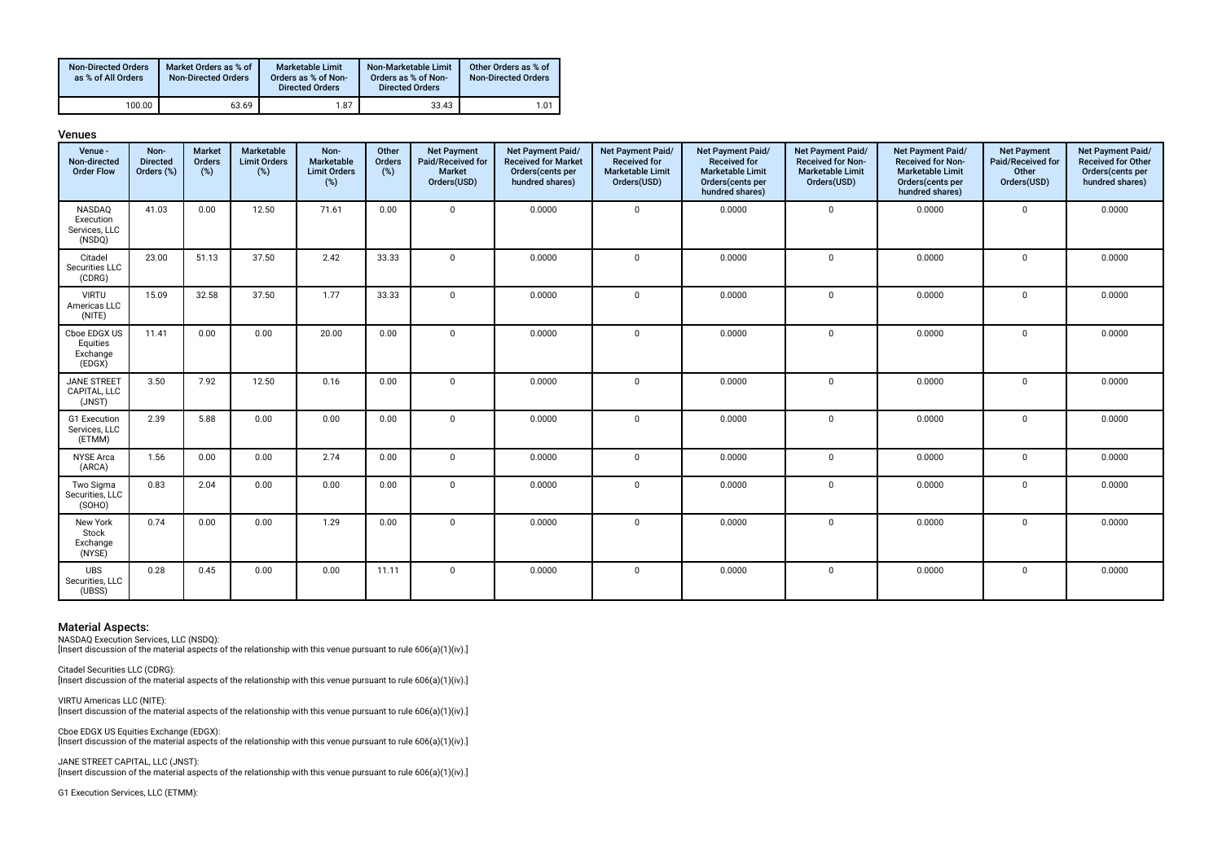| Non-Directed Orders as % of All Orders | Market Orders as % of Non-Directed Orders | Marketable Limit Orders as % of Non-Directed Orders | Non-Marketable Limit Orders as % of Non-Directed Orders | Other Orders as % of Non-Directed Orders |
|---|---|---|---|---|
| 100.00 | 63.69 | 1.87 | 33.43 | 1.01 |

### Venues

| Venue - Non-directed Order Flow | Non-Directed Orders (%) | Market Orders (%) | Marketable Limit Orders (%) | Non-Marketable Limit Orders (%) | Other Orders (%) | Net Payment Paid/Received for Market Orders(USD) | Net Payment Paid/ Received for Market Orders(cents per hundred shares) | Net Payment Paid/ Received for Marketable Limit Orders(USD) | Net Payment Paid/ Received for Marketable Limit Orders(cents per hundred shares) | Net Payment Paid/ Received for Non-Marketable Limit Orders(USD) | Net Payment Paid/ Received for Non-Marketable Limit Orders(cents per hundred shares) | Net Payment Paid/Received for Other Orders(USD) | Net Payment Paid/ Received for Other Orders(cents per hundred shares) |
|---|---|---|---|---|---|---|---|---|---|---|---|---|---|
| NASDAQ Execution Services, LLC (NSDQ) | 41.03 | 0.00 | 12.50 | 71.61 | 0.00 | 0 | 0.0000 | 0 | 0.0000 | 0 | 0.0000 | 0 | 0.0000 |
| Citadel Securities LLC (CDRG) | 23.00 | 51.13 | 37.50 | 2.42 | 33.33 | 0 | 0.0000 | 0 | 0.0000 | 0 | 0.0000 | 0 | 0.0000 |
| VIRTU Americas LLC (NITE) | 15.09 | 32.58 | 37.50 | 1.77 | 33.33 | 0 | 0.0000 | 0 | 0.0000 | 0 | 0.0000 | 0 | 0.0000 |
| Cboe EDGX US Equities Exchange (EDGX) | 11.41 | 0.00 | 0.00 | 20.00 | 0.00 | 0 | 0.0000 | 0 | 0.0000 | 0 | 0.0000 | 0 | 0.0000 |
| JANE STREET CAPITAL, LLC (JNST) | 3.50 | 7.92 | 12.50 | 0.16 | 0.00 | 0 | 0.0000 | 0 | 0.0000 | 0 | 0.0000 | 0 | 0.0000 |
| G1 Execution Services, LLC (ETMM) | 2.39 | 5.88 | 0.00 | 0.00 | 0.00 | 0 | 0.0000 | 0 | 0.0000 | 0 | 0.0000 | 0 | 0.0000 |
| NYSE Arca (ARCA) | 1.56 | 0.00 | 0.00 | 2.74 | 0.00 | 0 | 0.0000 | 0 | 0.0000 | 0 | 0.0000 | 0 | 0.0000 |
| Two Sigma Securities, LLC (SOHO) | 0.83 | 2.04 | 0.00 | 0.00 | 0.00 | 0 | 0.0000 | 0 | 0.0000 | 0 | 0.0000 | 0 | 0.0000 |
| New York Stock Exchange (NYSE) | 0.74 | 0.00 | 0.00 | 1.29 | 0.00 | 0 | 0.0000 | 0 | 0.0000 | 0 | 0.0000 | 0 | 0.0000 |
| UBS Securities, LLC (UBSS) | 0.28 | 0.45 | 0.00 | 0.00 | 11.11 | 0 | 0.0000 | 0 | 0.0000 | 0 | 0.0000 | 0 | 0.0000 |

### Material Aspects:

NASDAQ Execution Services, LLC (NSDQ):
[Insert discussion of the material aspects of the relationship with this venue pursuant to rule 606(a)(1)(iv).]

Citadel Securities LLC (CDRG):
[Insert discussion of the material aspects of the relationship with this venue pursuant to rule 606(a)(1)(iv).]

VIRTU Americas LLC (NITE):
[Insert discussion of the material aspects of the relationship with this venue pursuant to rule 606(a)(1)(iv).]

Cboe EDGX US Equities Exchange (EDGX):
[Insert discussion of the material aspects of the relationship with this venue pursuant to rule 606(a)(1)(iv).]

JANE STREET CAPITAL, LLC (JNST):
[Insert discussion of the material aspects of the relationship with this venue pursuant to rule 606(a)(1)(iv).]

G1 Execution Services, LLC (ETMM):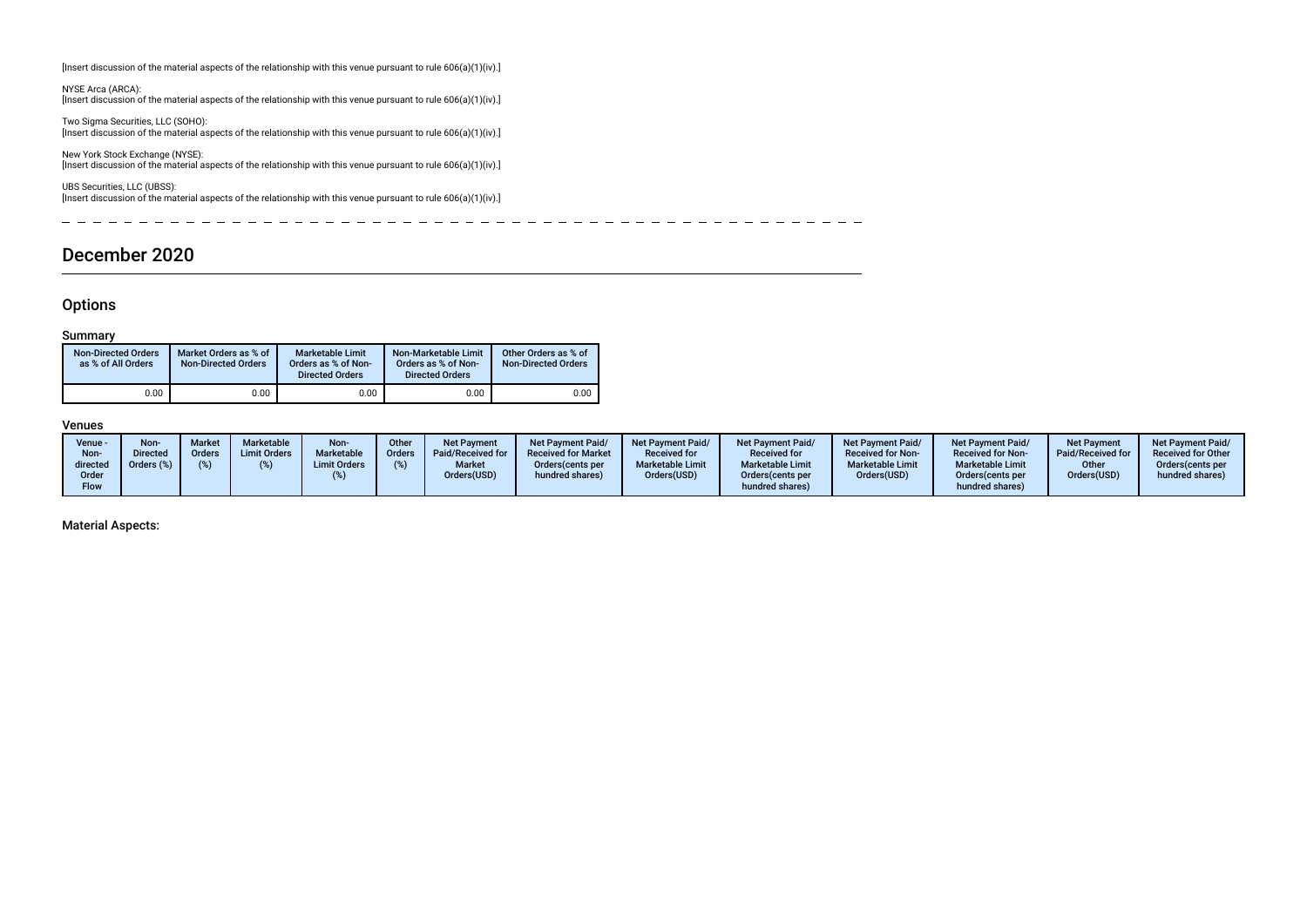[Insert discussion of the material aspects of the relationship with this venue pursuant to rule 606(a)(1)(iv).]

NYSE Arca (ARCA):
[Insert discussion of the material aspects of the relationship with this venue pursuant to rule 606(a)(1)(iv).]

Two Sigma Securities, LLC (SOHO):
[Insert discussion of the material aspects of the relationship with this venue pursuant to rule 606(a)(1)(iv).]

New York Stock Exchange (NYSE):
[Insert discussion of the material aspects of the relationship with this venue pursuant to rule 606(a)(1)(iv).]

UBS Securities, LLC (UBSS):
[Insert discussion of the material aspects of the relationship with this venue pursuant to rule 606(a)(1)(iv).]

## December 2020

### Options

#### Summary

| Non-Directed Orders as % of All Orders | Market Orders as % of Non-Directed Orders | Marketable Limit Orders as % of Non-Directed Orders | Non-Marketable Limit Orders as % of Non-Directed Orders | Other Orders as % of Non-Directed Orders |
|---|---|---|---|---|
| 0.00 | 0.00 | 0.00 | 0.00 | 0.00 |

#### Venues

| Venue - Non-directed Order Flow | Non-Directed Orders (%) | Market Orders (%) | Marketable Limit Orders (%) | Non-Marketable Limit Orders (%) | Other Orders (%) | Net Payment Paid/Received for Market Orders(USD) | Net Payment Paid/ Received for Market Orders(cents per hundred shares) | Net Payment Paid/ Received for Marketable Limit Orders(USD) | Net Payment Paid/ Received for Marketable Limit Orders(cents per hundred shares) | Net Payment Paid/ Received for Non-Marketable Limit Orders(USD) | Net Payment Paid/ Received for Non-Marketable Limit Orders(cents per hundred shares) | Net Payment Paid/Received for Other Orders(USD) | Net Payment Paid/ Received for Other Orders(cents per hundred shares) |
|---|---|---|---|---|---|---|---|---|---|---|---|---|---|

Material Aspects: